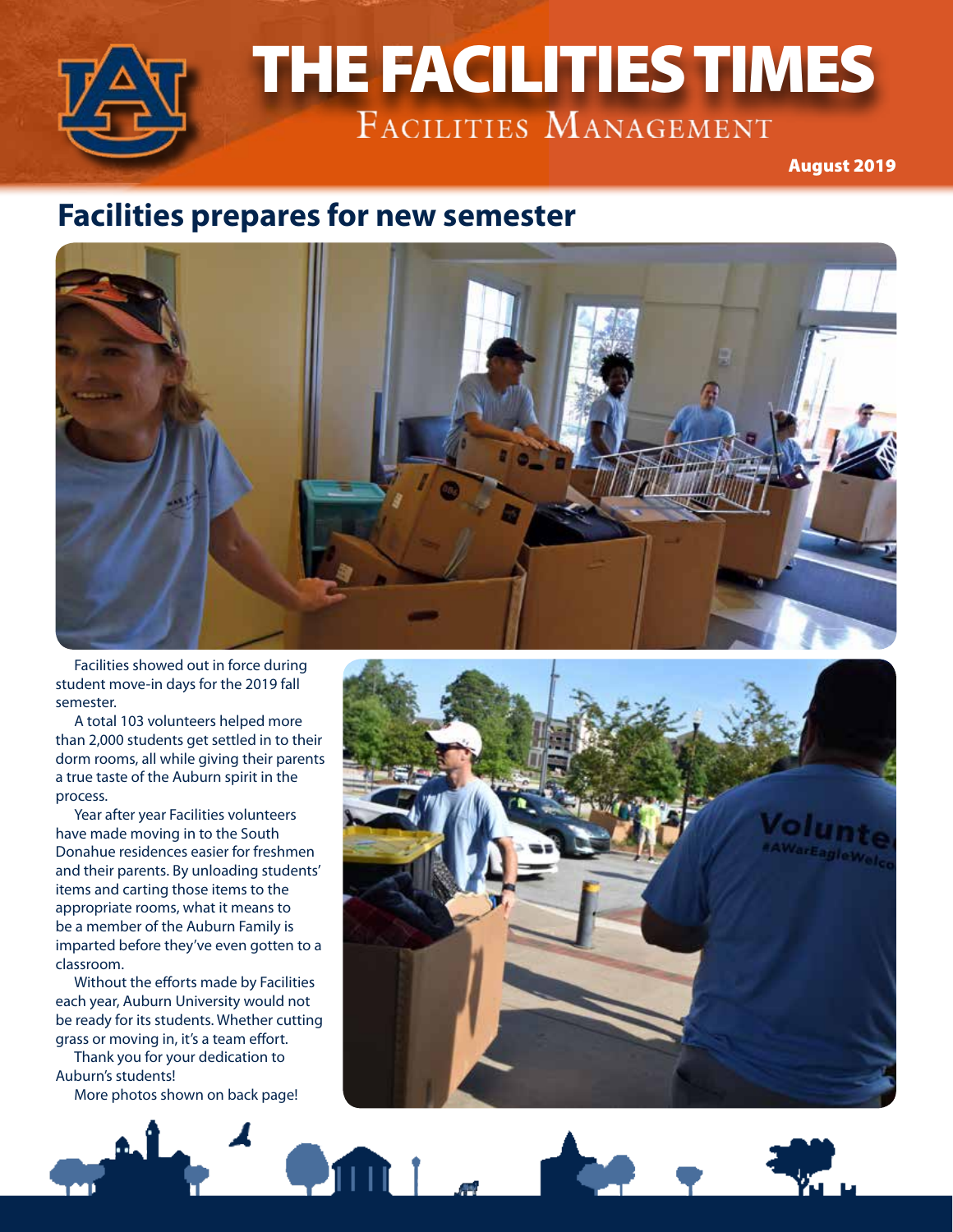# THE FACILITIES TIMES

FACILITIES MANAGEMENT

August 2019

## Facilities prepares for new semester

Facilities showed out in force during student move-in days for the 2019 fall semester.

A total 103 volunteers helped more than 2,000 students get settled in to their dorm rooms, all while giving their parents a true taste of the Auburn spirit in the process.

Year after year Facilities volunteers have made moving in to the South Donahue residences easier for freshmen and their parents. By unloading students' items and carting those items to the appropriate rooms, what it means to be a member of the Auburn Family is imparted before they've even gotten to a classroom.

Without the efforts made by Facilities each year, Auburn University would not be ready for its students. Whether cutting grass or moving in, it's a team effort.

Thank you for your dedication to Auburn's students!

More photos shown on back page!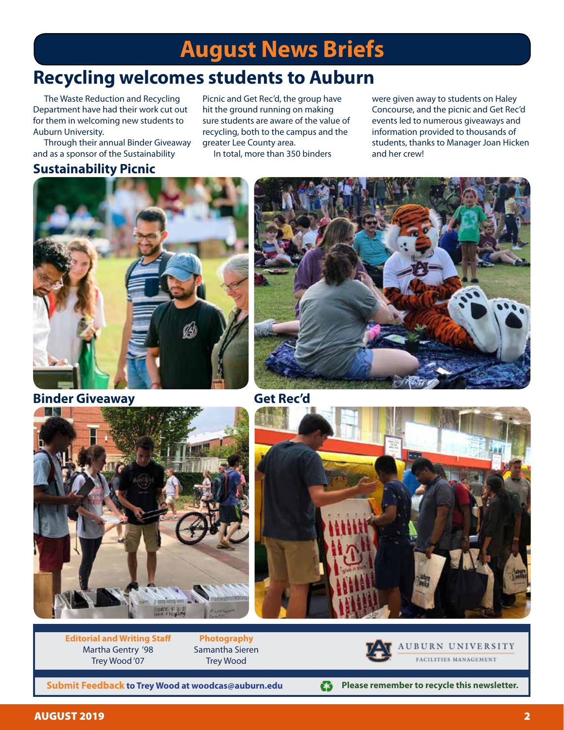# August News Briefs

## Recycling welcomes students to Auburn

The Waste Reduction and Recycling Department have had their work cut out for them in welcoming new students to Auburn University.

Through their annual Binder Giveaway and as a sponsor of the Sustainability Picnic and Get Rec'd, the group have hit the ground running on making sure students are aware of the value of recycling, both to the campus and the greater Lee County area.

In total, more than 350 binders were given away to students on Haley Concourse, and the picnic and Get Rec'd events led to numerous giveaways and information provided to thousands of students, thanks to Manager Joan Hicken and her crew!

### Sustainability Picnic

### Binder Giveaway

### Get Rec'd

**Editorial and Writing Staff**
Martha Gentry '98
Trey Wood '07

**Photography**
Samantha Sieren
Trey Wood

AUBURN UNIVERSITY
FACILITIES MANAGEMENT

**Submit Feedback to Trey Wood at woodcas@auburn.edu**

**Please remember to recycle this newsletter.**

AUGUST 2019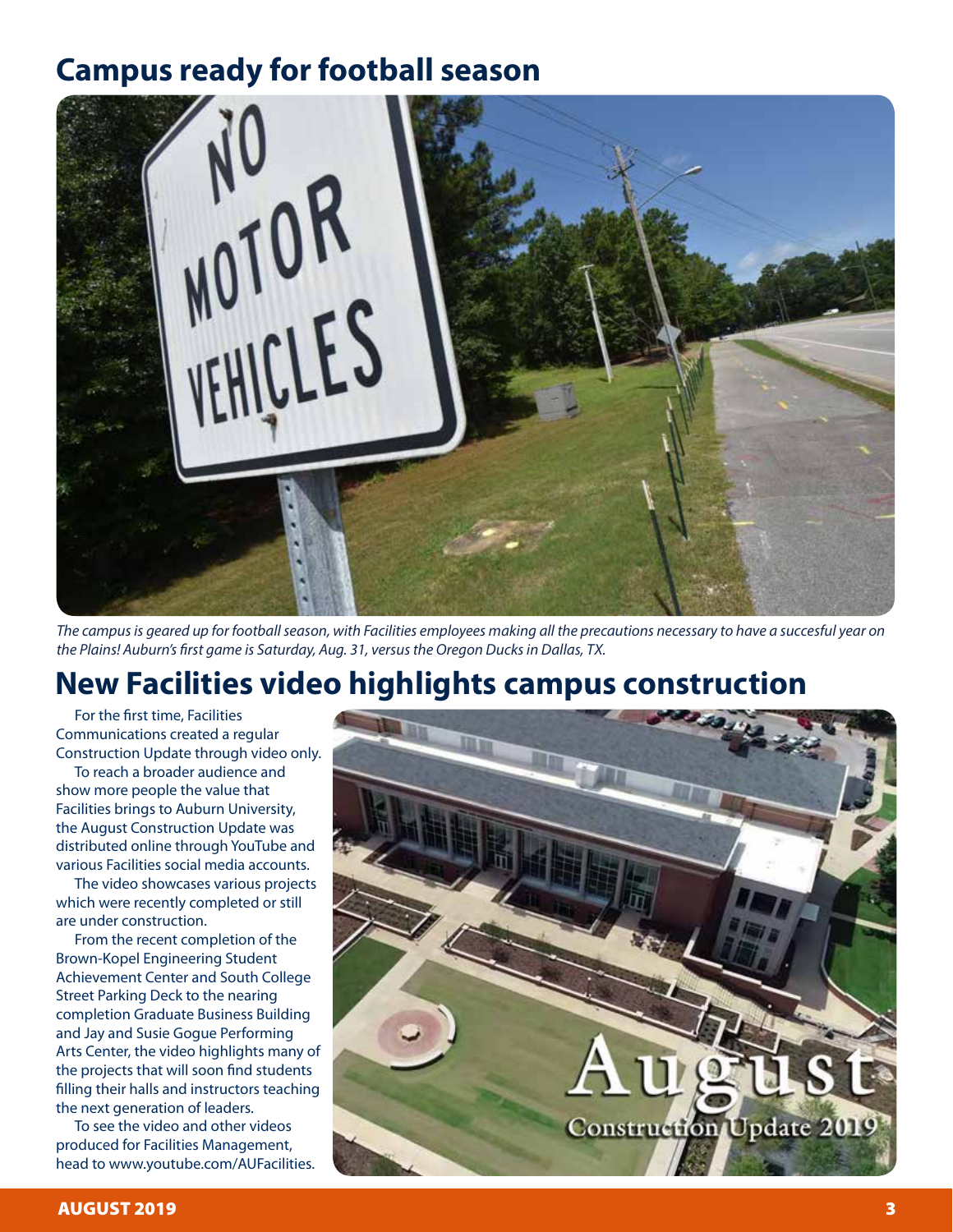## Campus ready for football season

*The campus is geared up for football season, with Facilities employees making all the precautions necessary to have a succesful year on the Plains! Auburn's first game is Saturday, Aug. 31, versus the Oregon Ducks in Dallas, TX.*

## New Facilities video highlights campus construction

For the first time, Facilities Communications created a regular Construction Update through video only.

To reach a broader audience and show more people the value that Facilities brings to Auburn University, the August Construction Update was distributed online through YouTube and various Facilities social media accounts.

The video showcases various projects which were recently completed or still are under construction.

From the recent completion of the Brown-Kopel Engineering Student Achievement Center and South College Street Parking Deck to the nearing completion Graduate Business Building and Jay and Susie Gogue Performing Arts Center, the video highlights many of the projects that will soon find students filling their halls and instructors teaching the next generation of leaders.

To see the video and other videos produced for Facilities Management, head to www.youtube.com/AUFacilities.